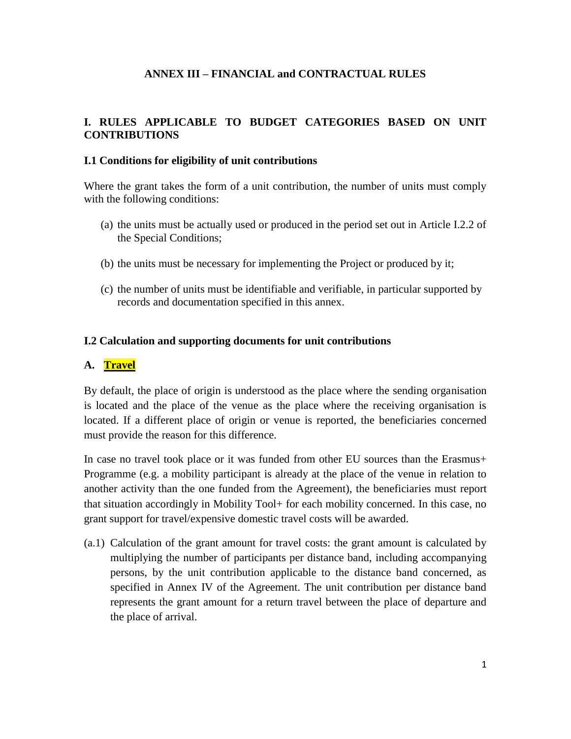# ANNEX III – FINANCIAL and CONTRACTUAL RULES

## I. RULES APPLICABLE TO BUDGET CATEGORIES BASED ON UNIT CONTRIBUTIONS

### I.1 Conditions for eligibility of unit contributions

Where the grant takes the form of a unit contribution, the number of units must comply with the following conditions:

(a) the units must be actually used or produced in the period set out in Article I.2.2 of the Special Conditions;

(b) the units must be necessary for implementing the Project or produced by it;

(c) the number of units must be identifiable and verifiable, in particular supported by records and documentation specified in this annex.

### I.2 Calculation and supporting documents for unit contributions

### A. Travel

By default, the place of origin is understood as the place where the sending organisation is located and the place of the venue as the place where the receiving organisation is located. If a different place of origin or venue is reported, the beneficiaries concerned must provide the reason for this difference.

In case no travel took place or it was funded from other EU sources than the Erasmus+ Programme (e.g. a mobility participant is already at the place of the venue in relation to another activity than the one funded from the Agreement), the beneficiaries must report that situation accordingly in Mobility Tool+ for each mobility concerned. In this case, no grant support for travel/expensive domestic travel costs will be awarded.

(a.1) Calculation of the grant amount for travel costs: the grant amount is calculated by multiplying the number of participants per distance band, including accompanying persons, by the unit contribution applicable to the distance band concerned, as specified in Annex IV of the Agreement. The unit contribution per distance band represents the grant amount for a return travel between the place of departure and the place of arrival.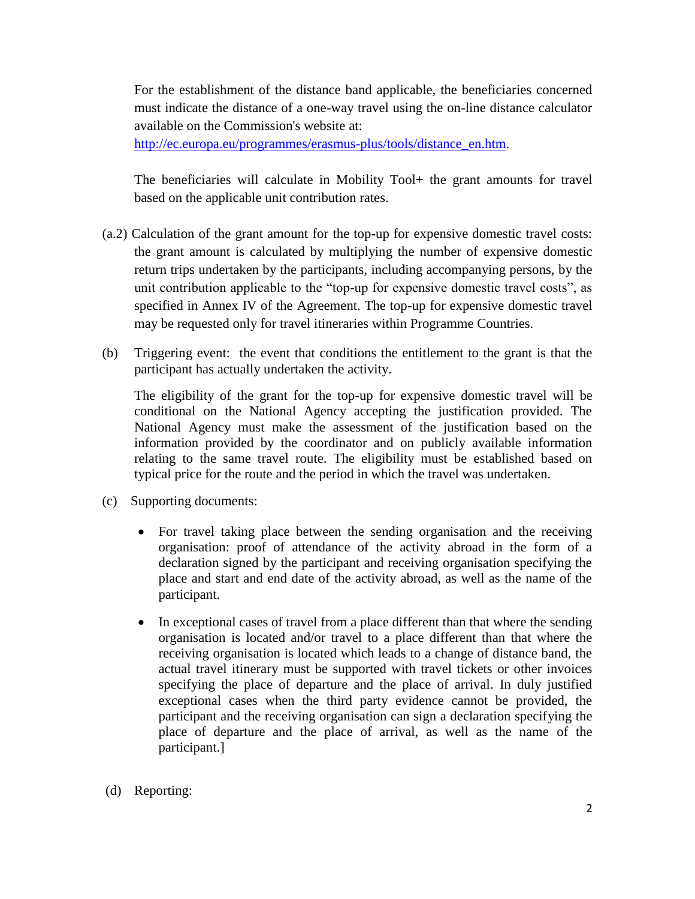For the establishment of the distance band applicable, the beneficiaries concerned must indicate the distance of a one-way travel using the on-line distance calculator available on the Commission's website at: [http://ec.europa.eu/programmes/erasmus-plus/tools/distance_en.htm](http://ec.europa.eu/programmes/erasmus-plus/tools/distance_en.htm).

The beneficiaries will calculate in Mobility Tool+ the grant amounts for travel based on the applicable unit contribution rates.

(a.2) Calculation of the grant amount for the top-up for expensive domestic travel costs: the grant amount is calculated by multiplying the number of expensive domestic return trips undertaken by the participants, including accompanying persons, by the unit contribution applicable to the "top-up for expensive domestic travel costs", as specified in Annex IV of the Agreement. The top-up for expensive domestic travel may be requested only for travel itineraries within Programme Countries.

(b) Triggering event: the event that conditions the entitlement to the grant is that the participant has actually undertaken the activity.

The eligibility of the grant for the top-up for expensive domestic travel will be conditional on the National Agency accepting the justification provided. The National Agency must make the assessment of the justification based on the information provided by the coordinator and on publicly available information relating to the same travel route. The eligibility must be established based on typical price for the route and the period in which the travel was undertaken.

(c) Supporting documents:

- For travel taking place between the sending organisation and the receiving organisation: proof of attendance of the activity abroad in the form of a declaration signed by the participant and receiving organisation specifying the place and start and end date of the activity abroad, as well as the name of the participant.
- In exceptional cases of travel from a place different than that where the sending organisation is located and/or travel to a place different than that where the receiving organisation is located which leads to a change of distance band, the actual travel itinerary must be supported with travel tickets or other invoices specifying the place of departure and the place of arrival. In duly justified exceptional cases when the third party evidence cannot be provided, the participant and the receiving organisation can sign a declaration specifying the place of departure and the place of arrival, as well as the name of the participant.]

(d) Reporting: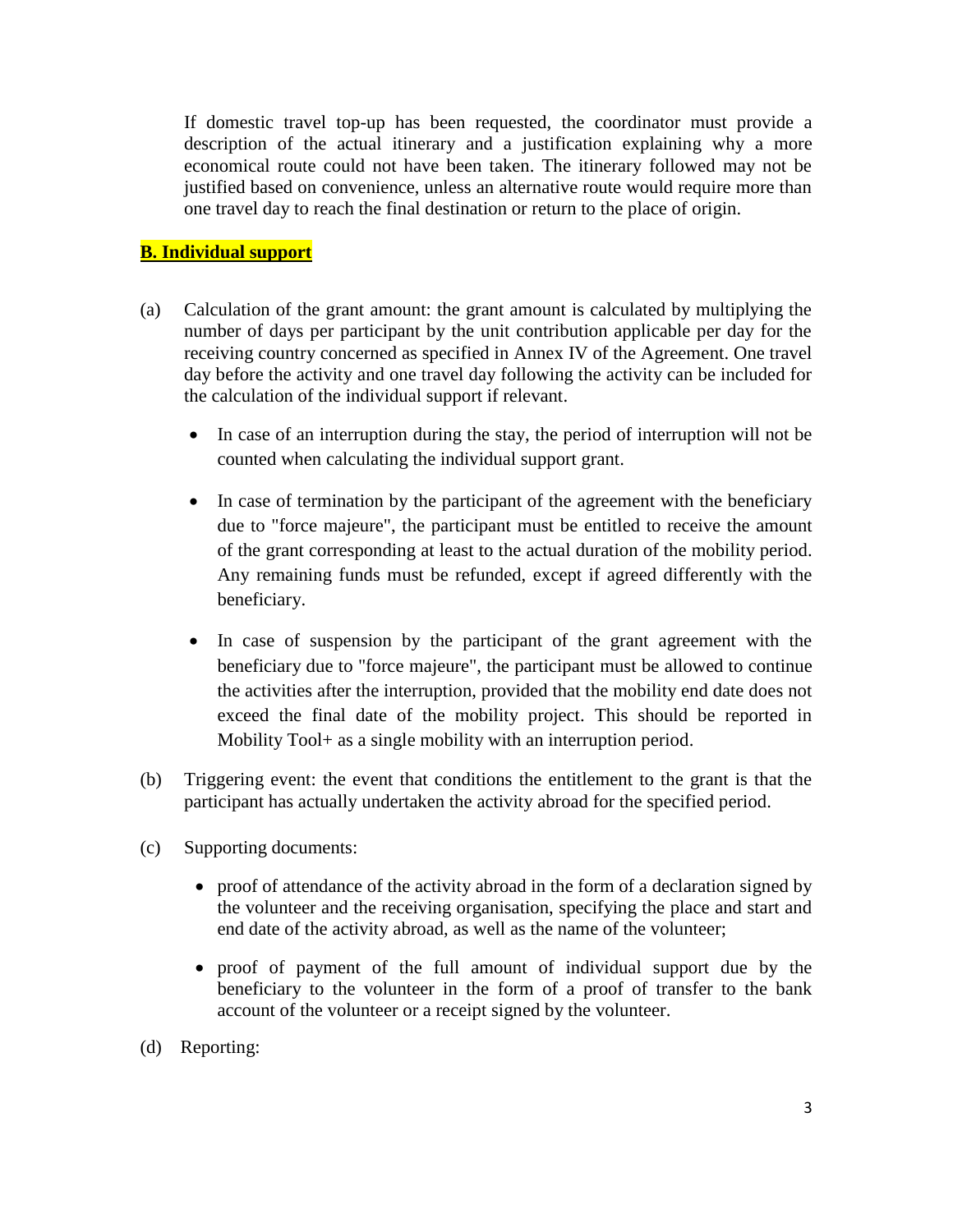If domestic travel top-up has been requested, the coordinator must provide a description of the actual itinerary and a justification explaining why a more economical route could not have been taken. The itinerary followed may not be justified based on convenience, unless an alternative route would require more than one travel day to reach the final destination or return to the place of origin.

## B. Individual support

(a) Calculation of the grant amount: the grant amount is calculated by multiplying the number of days per participant by the unit contribution applicable per day for the receiving country concerned as specified in Annex IV of the Agreement. One travel day before the activity and one travel day following the activity can be included for the calculation of the individual support if relevant.

- In case of an interruption during the stay, the period of interruption will not be counted when calculating the individual support grant.
- In case of termination by the participant of the agreement with the beneficiary due to "force majeure", the participant must be entitled to receive the amount of the grant corresponding at least to the actual duration of the mobility period. Any remaining funds must be refunded, except if agreed differently with the beneficiary.
- In case of suspension by the participant of the grant agreement with the beneficiary due to "force majeure", the participant must be allowed to continue the activities after the interruption, provided that the mobility end date does not exceed the final date of the mobility project. This should be reported in Mobility Tool+ as a single mobility with an interruption period.

(b) Triggering event: the event that conditions the entitlement to the grant is that the participant has actually undertaken the activity abroad for the specified period.

(c) Supporting documents:

- proof of attendance of the activity abroad in the form of a declaration signed by the volunteer and the receiving organisation, specifying the place and start and end date of the activity abroad, as well as the name of the volunteer;
- proof of payment of the full amount of individual support due by the beneficiary to the volunteer in the form of a proof of transfer to the bank account of the volunteer or a receipt signed by the volunteer.

(d) Reporting: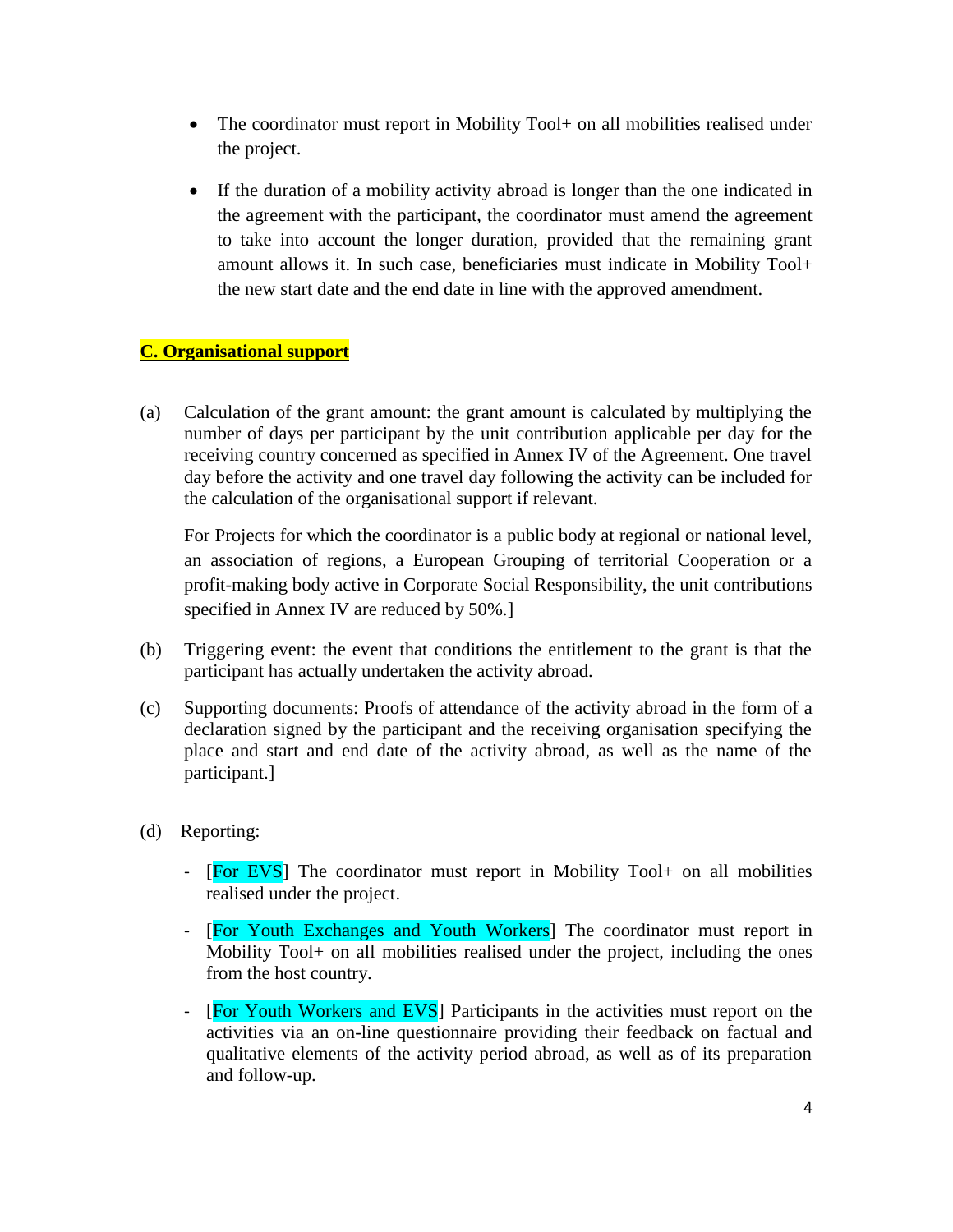- The coordinator must report in Mobility Tool+ on all mobilities realised under the project.
- If the duration of a mobility activity abroad is longer than the one indicated in the agreement with the participant, the coordinator must amend the agreement to take into account the longer duration, provided that the remaining grant amount allows it. In such case, beneficiaries must indicate in Mobility Tool+ the new start date and the end date in line with the approved amendment.

## C. Organisational support

(a) Calculation of the grant amount: the grant amount is calculated by multiplying the number of days per participant by the unit contribution applicable per day for the receiving country concerned as specified in Annex IV of the Agreement. One travel day before the activity and one travel day following the activity can be included for the calculation of the organisational support if relevant.

For Projects for which the coordinator is a public body at regional or national level, an association of regions, a European Grouping of territorial Cooperation or a profit-making body active in Corporate Social Responsibility, the unit contributions specified in Annex IV are reduced by 50%.]

(b) Triggering event: the event that conditions the entitlement to the grant is that the participant has actually undertaken the activity abroad.

(c) Supporting documents: Proofs of attendance of the activity abroad in the form of a declaration signed by the participant and the receiving organisation specifying the place and start and end date of the activity abroad, as well as the name of the participant.]

(d) Reporting:

- [For EVS] The coordinator must report in Mobility Tool+ on all mobilities realised under the project.
- [For Youth Exchanges and Youth Workers] The coordinator must report in Mobility Tool+ on all mobilities realised under the project, including the ones from the host country.
- [For Youth Workers and EVS] Participants in the activities must report on the activities via an on-line questionnaire providing their feedback on factual and qualitative elements of the activity period abroad, as well as of its preparation and follow-up.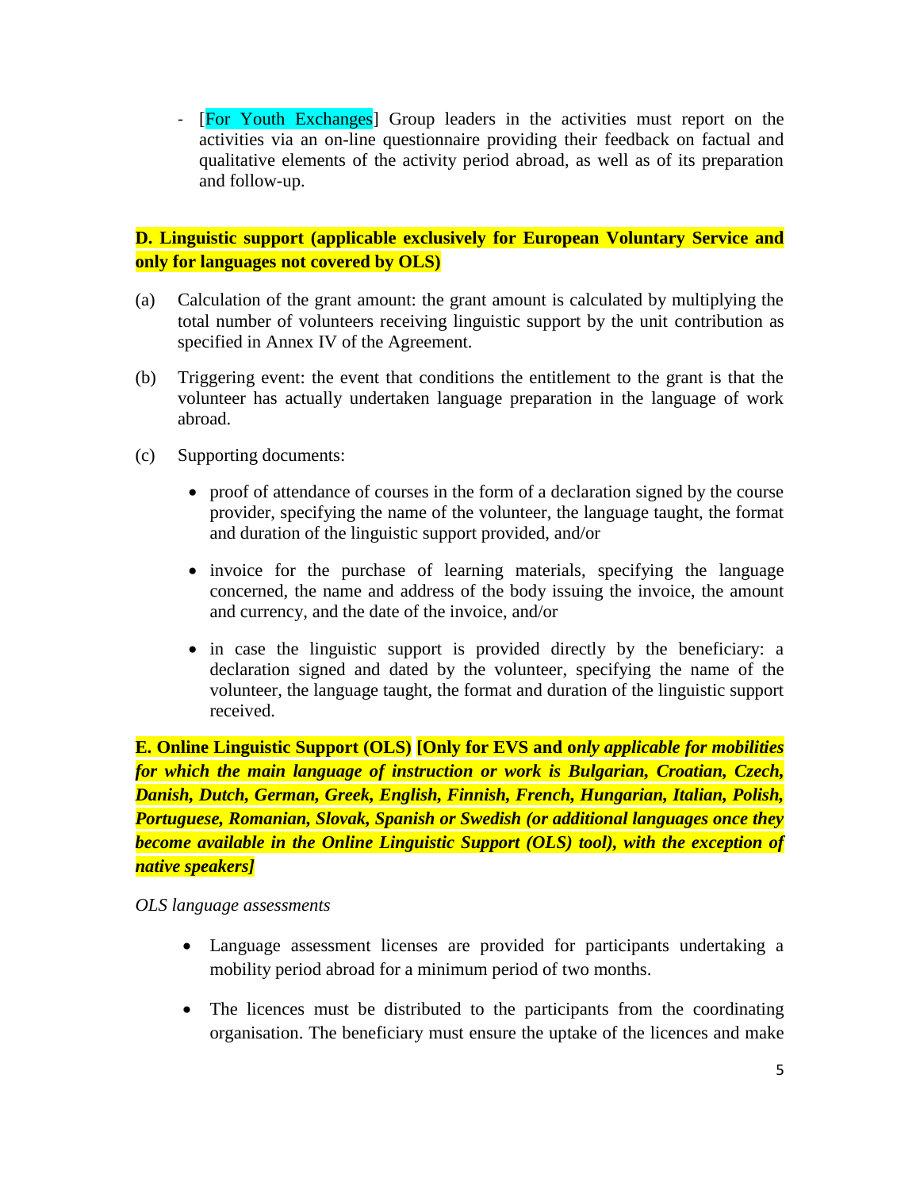- [For Youth Exchanges] Group leaders in the activities must report on the activities via an on-line questionnaire providing their feedback on factual and qualitative elements of the activity period abroad, as well as of its preparation and follow-up.

**D. Linguistic support (applicable exclusively for European Voluntary Service and only for languages not covered by OLS)**

(a) Calculation of the grant amount: the grant amount is calculated by multiplying the total number of volunteers receiving linguistic support by the unit contribution as specified in Annex IV of the Agreement.

(b) Triggering event: the event that conditions the entitlement to the grant is that the volunteer has actually undertaken language preparation in the language of work abroad.

(c) Supporting documents:

- proof of attendance of courses in the form of a declaration signed by the course provider, specifying the name of the volunteer, the language taught, the format and duration of the linguistic support provided, and/or
- invoice for the purchase of learning materials, specifying the language concerned, the name and address of the body issuing the invoice, the amount and currency, and the date of the invoice, and/or
- in case the linguistic support is provided directly by the beneficiary: a declaration signed and dated by the volunteer, specifying the name of the volunteer, the language taught, the format and duration of the linguistic support received.

**E. Online Linguistic Support (OLS) [Only for EVS and o*nly applicable for mobilities for which the main language of instruction or work is Bulgarian, Croatian, Czech, Danish, Dutch, German, Greek, English, Finnish, French, Hungarian, Italian, Polish, Portuguese, Romanian, Slovak, Spanish or Swedish (or additional languages once they become available in the Online Linguistic Support (OLS) tool), with the exception of native speakers]***

*OLS language assessments*

- Language assessment licenses are provided for participants undertaking a mobility period abroad for a minimum period of two months.
- The licences must be distributed to the participants from the coordinating organisation. The beneficiary must ensure the uptake of the licences and make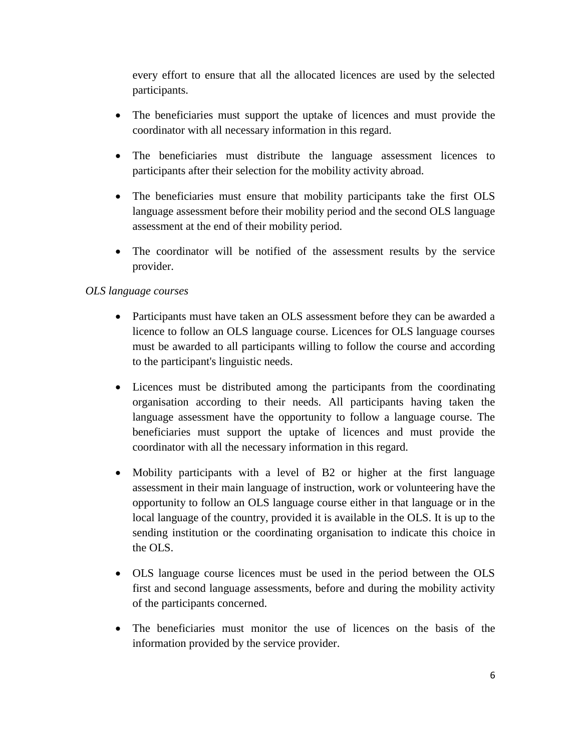every effort to ensure that all the allocated licences are used by the selected participants.

- The beneficiaries must support the uptake of licences and must provide the coordinator with all necessary information in this regard.
- The beneficiaries must distribute the language assessment licences to participants after their selection for the mobility activity abroad.
- The beneficiaries must ensure that mobility participants take the first OLS language assessment before their mobility period and the second OLS language assessment at the end of their mobility period.
- The coordinator will be notified of the assessment results by the service provider.

*OLS language courses*

- Participants must have taken an OLS assessment before they can be awarded a licence to follow an OLS language course. Licences for OLS language courses must be awarded to all participants willing to follow the course and according to the participant's linguistic needs.
- Licences must be distributed among the participants from the coordinating organisation according to their needs. All participants having taken the language assessment have the opportunity to follow a language course. The beneficiaries must support the uptake of licences and must provide the coordinator with all the necessary information in this regard.
- Mobility participants with a level of B2 or higher at the first language assessment in their main language of instruction, work or volunteering have the opportunity to follow an OLS language course either in that language or in the local language of the country, provided it is available in the OLS. It is up to the sending institution or the coordinating organisation to indicate this choice in the OLS.
- OLS language course licences must be used in the period between the OLS first and second language assessments, before and during the mobility activity of the participants concerned.
- The beneficiaries must monitor the use of licences on the basis of the information provided by the service provider.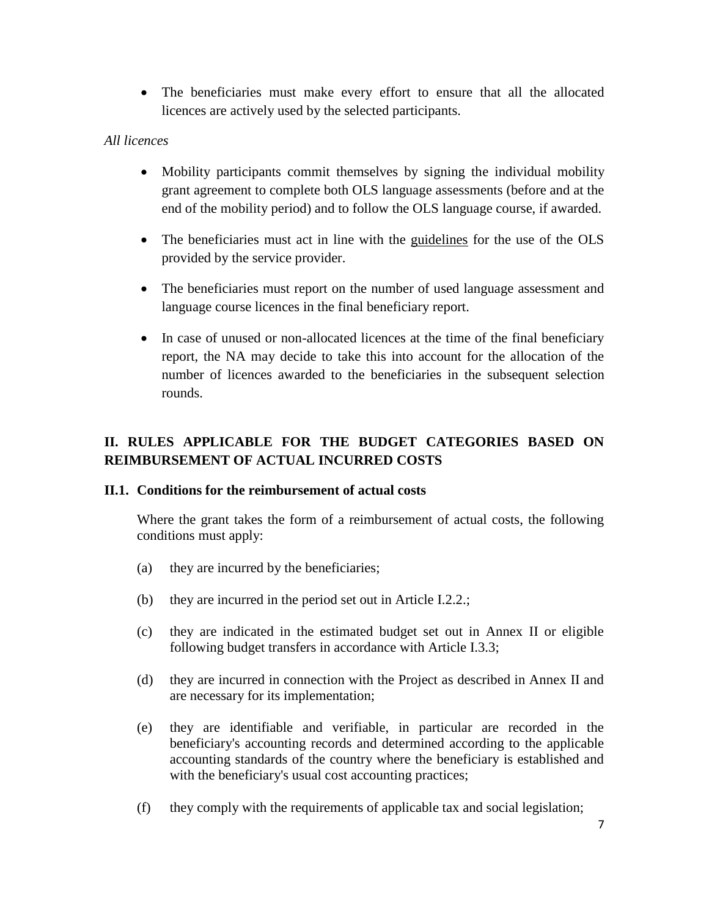- The beneficiaries must make every effort to ensure that all the allocated licences are actively used by the selected participants.

*All licences*

- Mobility participants commit themselves by signing the individual mobility grant agreement to complete both OLS language assessments (before and at the end of the mobility period) and to follow the OLS language course, if awarded.
- The beneficiaries must act in line with the guidelines for the use of the OLS provided by the service provider.
- The beneficiaries must report on the number of used language assessment and language course licences in the final beneficiary report.
- In case of unused or non-allocated licences at the time of the final beneficiary report, the NA may decide to take this into account for the allocation of the number of licences awarded to the beneficiaries in the subsequent selection rounds.

## II. RULES APPLICABLE FOR THE BUDGET CATEGORIES BASED ON REIMBURSEMENT OF ACTUAL INCURRED COSTS

### II.1. Conditions for the reimbursement of actual costs

Where the grant takes the form of a reimbursement of actual costs, the following conditions must apply:

(a) they are incurred by the beneficiaries;

(b) they are incurred in the period set out in Article I.2.2.;

(c) they are indicated in the estimated budget set out in Annex II or eligible following budget transfers in accordance with Article I.3.3;

(d) they are incurred in connection with the Project as described in Annex II and are necessary for its implementation;

(e) they are identifiable and verifiable, in particular are recorded in the beneficiary's accounting records and determined according to the applicable accounting standards of the country where the beneficiary is established and with the beneficiary's usual cost accounting practices;

(f) they comply with the requirements of applicable tax and social legislation;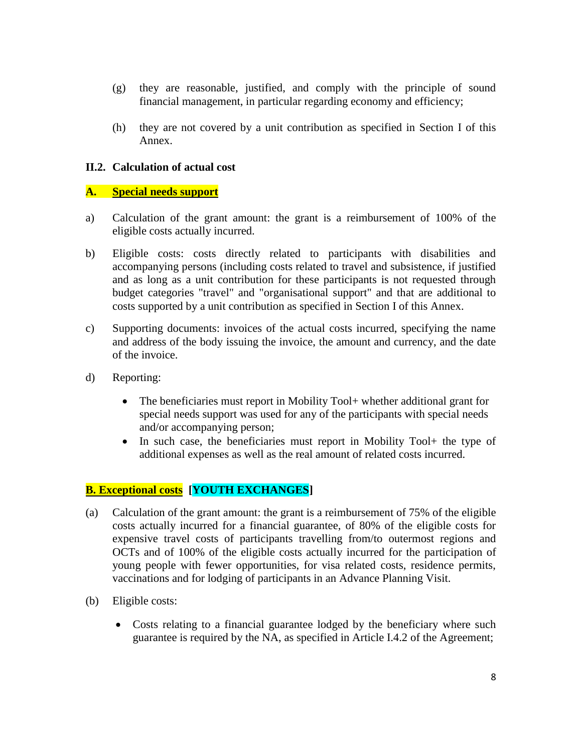(g) they are reasonable, justified, and comply with the principle of sound financial management, in particular regarding economy and efficiency;

(h) they are not covered by a unit contribution as specified in Section I of this Annex.

### II.2. Calculation of actual cost

#### A. Special needs support

a) Calculation of the grant amount: the grant is a reimbursement of 100% of the eligible costs actually incurred.

b) Eligible costs: costs directly related to participants with disabilities and accompanying persons (including costs related to travel and subsistence, if justified and as long as a unit contribution for these participants is not requested through budget categories "travel" and "organisational support" and that are additional to costs supported by a unit contribution as specified in Section I of this Annex.

c) Supporting documents: invoices of the actual costs incurred, specifying the name and address of the body issuing the invoice, the amount and currency, and the date of the invoice.

d) Reporting:

- The beneficiaries must report in Mobility Tool+ whether additional grant for special needs support was used for any of the participants with special needs and/or accompanying person;
- In such case, the beneficiaries must report in Mobility Tool+ the type of additional expenses as well as the real amount of related costs incurred.

#### B. Exceptional costs [YOUTH EXCHANGES]

(a) Calculation of the grant amount: the grant is a reimbursement of 75% of the eligible costs actually incurred for a financial guarantee, of 80% of the eligible costs for expensive travel costs of participants travelling from/to outermost regions and OCTs and of 100% of the eligible costs actually incurred for the participation of young people with fewer opportunities, for visa related costs, residence permits, vaccinations and for lodging of participants in an Advance Planning Visit.

(b) Eligible costs:

- Costs relating to a financial guarantee lodged by the beneficiary where such guarantee is required by the NA, as specified in Article I.4.2 of the Agreement;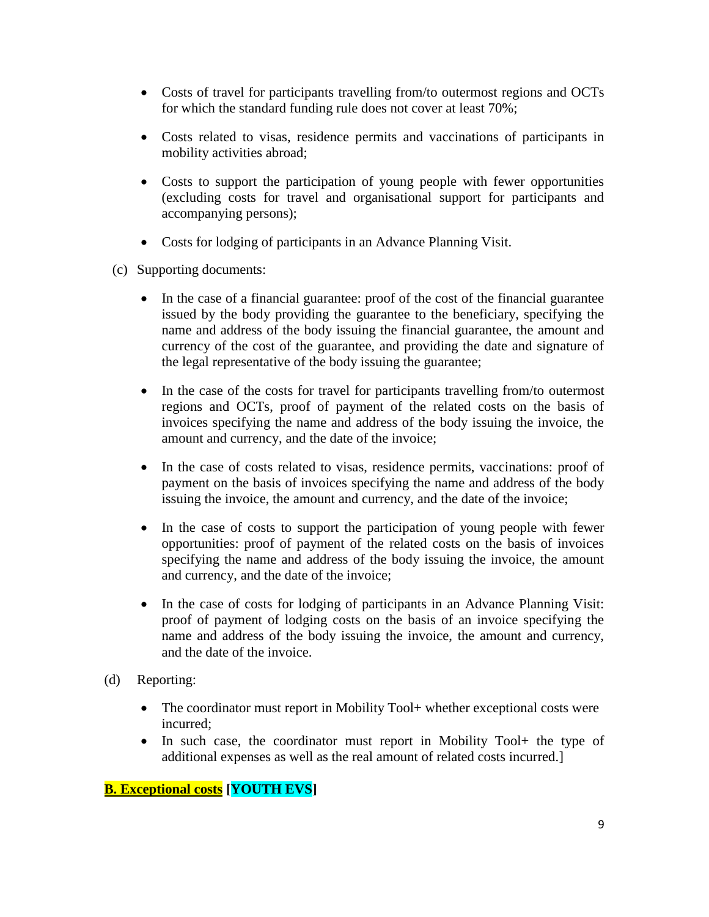- Costs of travel for participants travelling from/to outermost regions and OCTs for which the standard funding rule does not cover at least 70%;
- Costs related to visas, residence permits and vaccinations of participants in mobility activities abroad;
- Costs to support the participation of young people with fewer opportunities (excluding costs for travel and organisational support for participants and accompanying persons);
- Costs for lodging of participants in an Advance Planning Visit.

(c) Supporting documents:

- In the case of a financial guarantee: proof of the cost of the financial guarantee issued by the body providing the guarantee to the beneficiary, specifying the name and address of the body issuing the financial guarantee, the amount and currency of the cost of the guarantee, and providing the date and signature of the legal representative of the body issuing the guarantee;
- In the case of the costs for travel for participants travelling from/to outermost regions and OCTs, proof of payment of the related costs on the basis of invoices specifying the name and address of the body issuing the invoice, the amount and currency, and the date of the invoice;
- In the case of costs related to visas, residence permits, vaccinations: proof of payment on the basis of invoices specifying the name and address of the body issuing the invoice, the amount and currency, and the date of the invoice;
- In the case of costs to support the participation of young people with fewer opportunities: proof of payment of the related costs on the basis of invoices specifying the name and address of the body issuing the invoice, the amount and currency, and the date of the invoice;
- In the case of costs for lodging of participants in an Advance Planning Visit: proof of payment of lodging costs on the basis of an invoice specifying the name and address of the body issuing the invoice, the amount and currency, and the date of the invoice.

(d) Reporting:

- The coordinator must report in Mobility Tool+ whether exceptional costs were incurred;
- In such case, the coordinator must report in Mobility Tool+ the type of additional expenses as well as the real amount of related costs incurred.]

**B. Exceptional costs [YOUTH EVS]**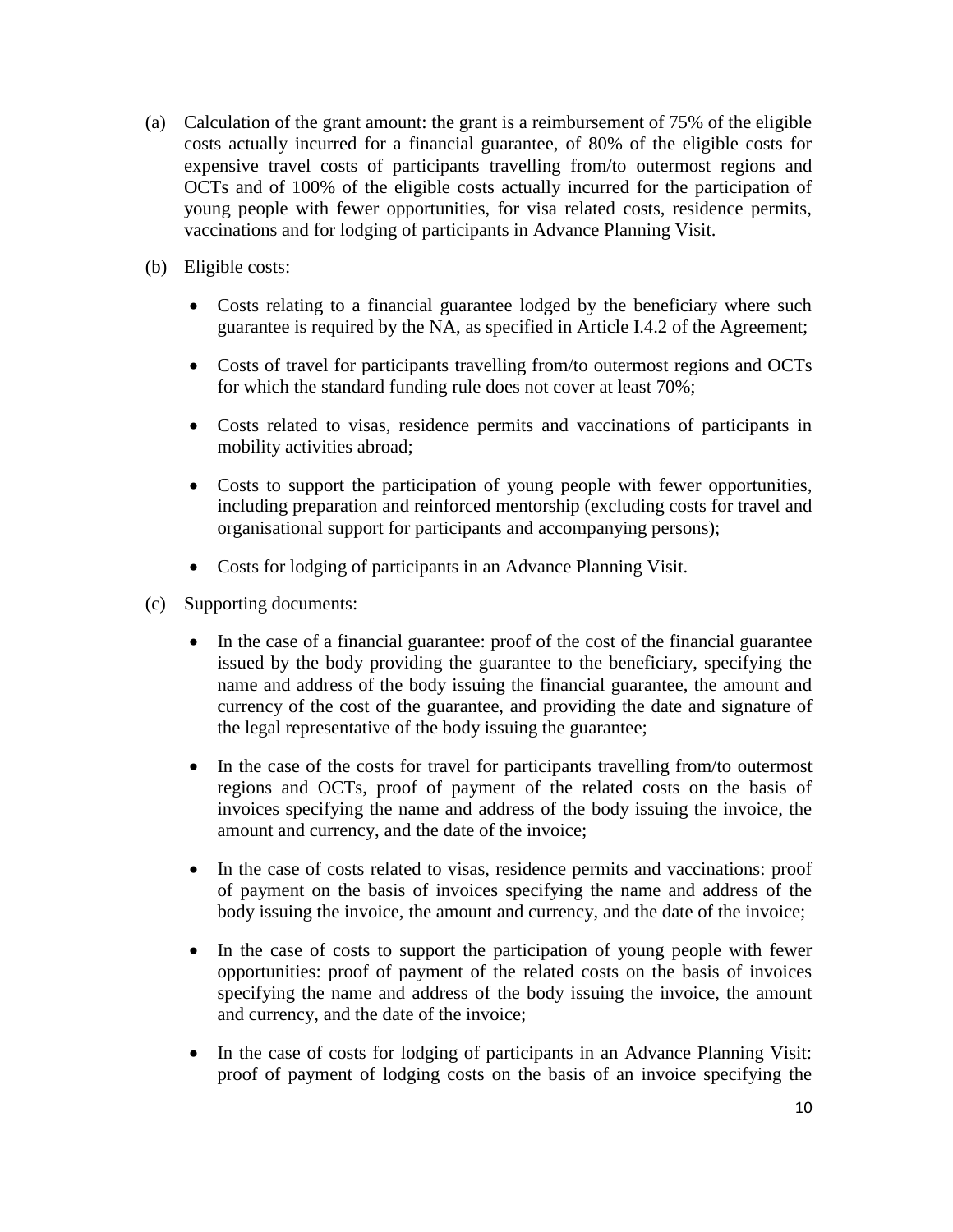(a) Calculation of the grant amount: the grant is a reimbursement of 75% of the eligible costs actually incurred for a financial guarantee, of 80% of the eligible costs for expensive travel costs of participants travelling from/to outermost regions and OCTs and of 100% of the eligible costs actually incurred for the participation of young people with fewer opportunities, for visa related costs, residence permits, vaccinations and for lodging of participants in Advance Planning Visit.

(b) Eligible costs:

- Costs relating to a financial guarantee lodged by the beneficiary where such guarantee is required by the NA, as specified in Article I.4.2 of the Agreement;
- Costs of travel for participants travelling from/to outermost regions and OCTs for which the standard funding rule does not cover at least 70%;
- Costs related to visas, residence permits and vaccinations of participants in mobility activities abroad;
- Costs to support the participation of young people with fewer opportunities, including preparation and reinforced mentorship (excluding costs for travel and organisational support for participants and accompanying persons);
- Costs for lodging of participants in an Advance Planning Visit.

(c) Supporting documents:

- In the case of a financial guarantee: proof of the cost of the financial guarantee issued by the body providing the guarantee to the beneficiary, specifying the name and address of the body issuing the financial guarantee, the amount and currency of the cost of the guarantee, and providing the date and signature of the legal representative of the body issuing the guarantee;
- In the case of the costs for travel for participants travelling from/to outermost regions and OCTs, proof of payment of the related costs on the basis of invoices specifying the name and address of the body issuing the invoice, the amount and currency, and the date of the invoice;
- In the case of costs related to visas, residence permits and vaccinations: proof of payment on the basis of invoices specifying the name and address of the body issuing the invoice, the amount and currency, and the date of the invoice;
- In the case of costs to support the participation of young people with fewer opportunities: proof of payment of the related costs on the basis of invoices specifying the name and address of the body issuing the invoice, the amount and currency, and the date of the invoice;
- In the case of costs for lodging of participants in an Advance Planning Visit: proof of payment of lodging costs on the basis of an invoice specifying the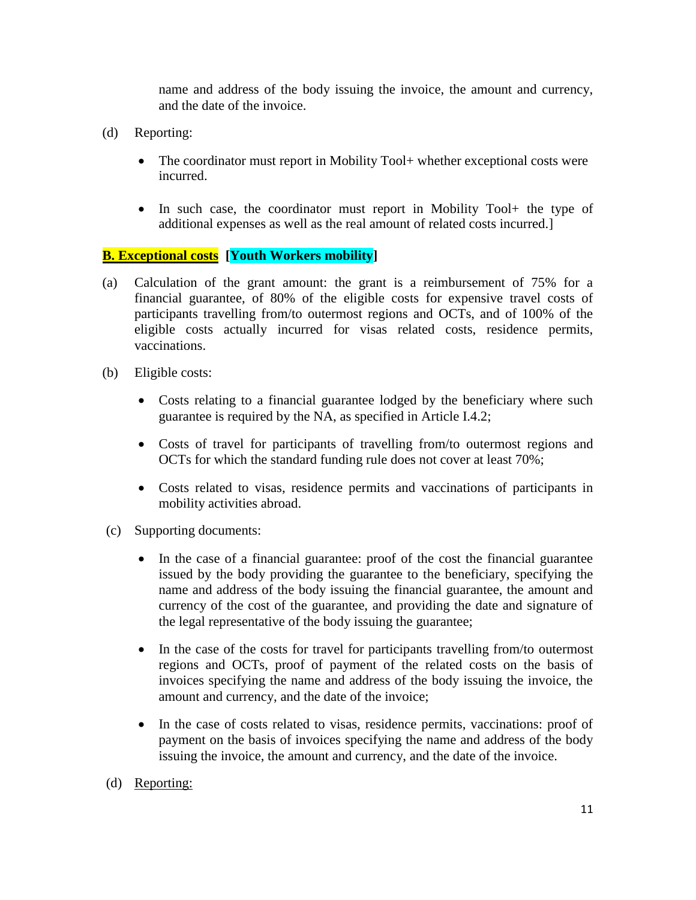name and address of the body issuing the invoice, the amount and currency, and the date of the invoice.

(d) Reporting:

- The coordinator must report in Mobility Tool+ whether exceptional costs were incurred.

- In such case, the coordinator must report in Mobility Tool+ the type of additional expenses as well as the real amount of related costs incurred.]

**B. Exceptional costs [Youth Workers mobility]**

(a) Calculation of the grant amount: the grant is a reimbursement of 75% for a financial guarantee, of 80% of the eligible costs for expensive travel costs of participants travelling from/to outermost regions and OCTs, and of 100% of the eligible costs actually incurred for visas related costs, residence permits, vaccinations.

(b) Eligible costs:

- Costs relating to a financial guarantee lodged by the beneficiary where such guarantee is required by the NA, as specified in Article I.4.2;

- Costs of travel for participants of travelling from/to outermost regions and OCTs for which the standard funding rule does not cover at least 70%;

- Costs related to visas, residence permits and vaccinations of participants in mobility activities abroad.

(c) Supporting documents:

- In the case of a financial guarantee: proof of the cost the financial guarantee issued by the body providing the guarantee to the beneficiary, specifying the name and address of the body issuing the financial guarantee, the amount and currency of the cost of the guarantee, and providing the date and signature of the legal representative of the body issuing the guarantee;

- In the case of the costs for travel for participants travelling from/to outermost regions and OCTs, proof of payment of the related costs on the basis of invoices specifying the name and address of the body issuing the invoice, the amount and currency, and the date of the invoice;

- In the case of costs related to visas, residence permits, vaccinations: proof of payment on the basis of invoices specifying the name and address of the body issuing the invoice, the amount and currency, and the date of the invoice.

(d) Reporting: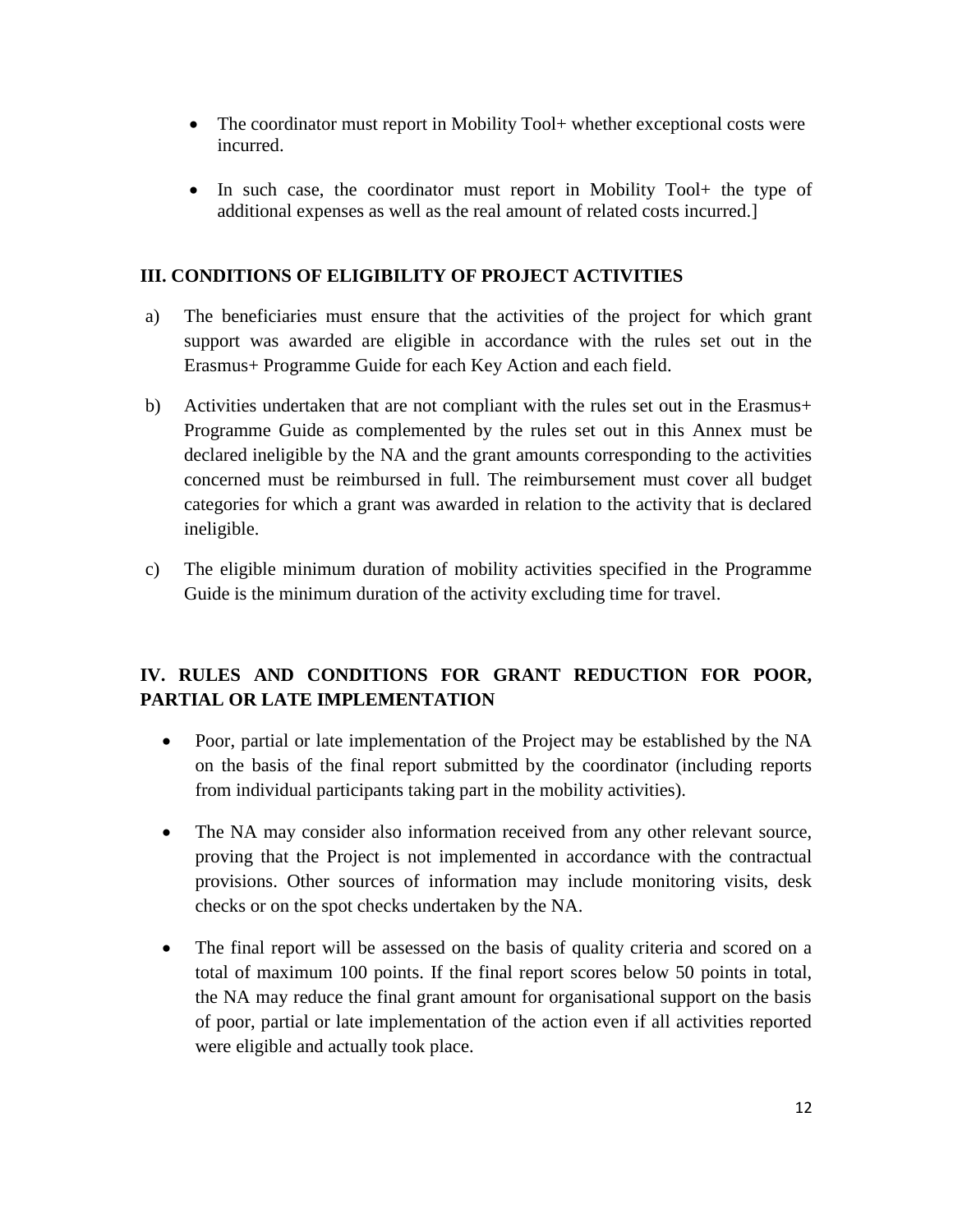- The coordinator must report in Mobility Tool+ whether exceptional costs were incurred.

- In such case, the coordinator must report in Mobility Tool+ the type of additional expenses as well as the real amount of related costs incurred.]

## III. CONDITIONS OF ELIGIBILITY OF PROJECT ACTIVITIES

a) The beneficiaries must ensure that the activities of the project for which grant support was awarded are eligible in accordance with the rules set out in the Erasmus+ Programme Guide for each Key Action and each field.

b) Activities undertaken that are not compliant with the rules set out in the Erasmus+ Programme Guide as complemented by the rules set out in this Annex must be declared ineligible by the NA and the grant amounts corresponding to the activities concerned must be reimbursed in full. The reimbursement must cover all budget categories for which a grant was awarded in relation to the activity that is declared ineligible.

c) The eligible minimum duration of mobility activities specified in the Programme Guide is the minimum duration of the activity excluding time for travel.

## IV. RULES AND CONDITIONS FOR GRANT REDUCTION FOR POOR, PARTIAL OR LATE IMPLEMENTATION

- Poor, partial or late implementation of the Project may be established by the NA on the basis of the final report submitted by the coordinator (including reports from individual participants taking part in the mobility activities).

- The NA may consider also information received from any other relevant source, proving that the Project is not implemented in accordance with the contractual provisions. Other sources of information may include monitoring visits, desk checks or on the spot checks undertaken by the NA.

- The final report will be assessed on the basis of quality criteria and scored on a total of maximum 100 points. If the final report scores below 50 points in total, the NA may reduce the final grant amount for organisational support on the basis of poor, partial or late implementation of the action even if all activities reported were eligible and actually took place.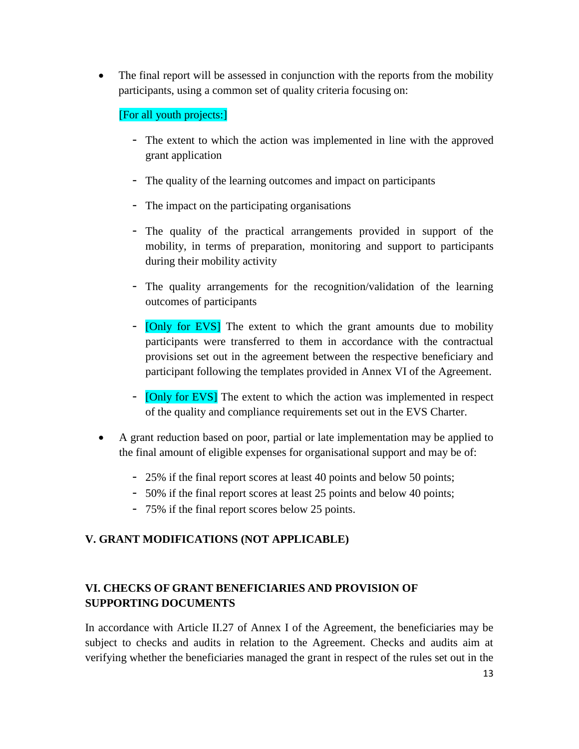- The final report will be assessed in conjunction with the reports from the mobility participants, using a common set of quality criteria focusing on:

  [For all youth projects:]

  - The extent to which the action was implemented in line with the approved grant application
  - The quality of the learning outcomes and impact on participants
  - The impact on the participating organisations
  - The quality of the practical arrangements provided in support of the mobility, in terms of preparation, monitoring and support to participants during their mobility activity
  - The quality arrangements for the recognition/validation of the learning outcomes of participants
  - [Only for EVS] The extent to which the grant amounts due to mobility participants were transferred to them in accordance with the contractual provisions set out in the agreement between the respective beneficiary and participant following the templates provided in Annex VI of the Agreement.
  - [Only for EVS] The extent to which the action was implemented in respect of the quality and compliance requirements set out in the EVS Charter.

- A grant reduction based on poor, partial or late implementation may be applied to the final amount of eligible expenses for organisational support and may be of:

  - 25% if the final report scores at least 40 points and below 50 points;
  - 50% if the final report scores at least 25 points and below 40 points;
  - 75% if the final report scores below 25 points.

## V. GRANT MODIFICATIONS (NOT APPLICABLE)

## VI. CHECKS OF GRANT BENEFICIARIES AND PROVISION OF SUPPORTING DOCUMENTS

In accordance with Article II.27 of Annex I of the Agreement, the beneficiaries may be subject to checks and audits in relation to the Agreement. Checks and audits aim at verifying whether the beneficiaries managed the grant in respect of the rules set out in the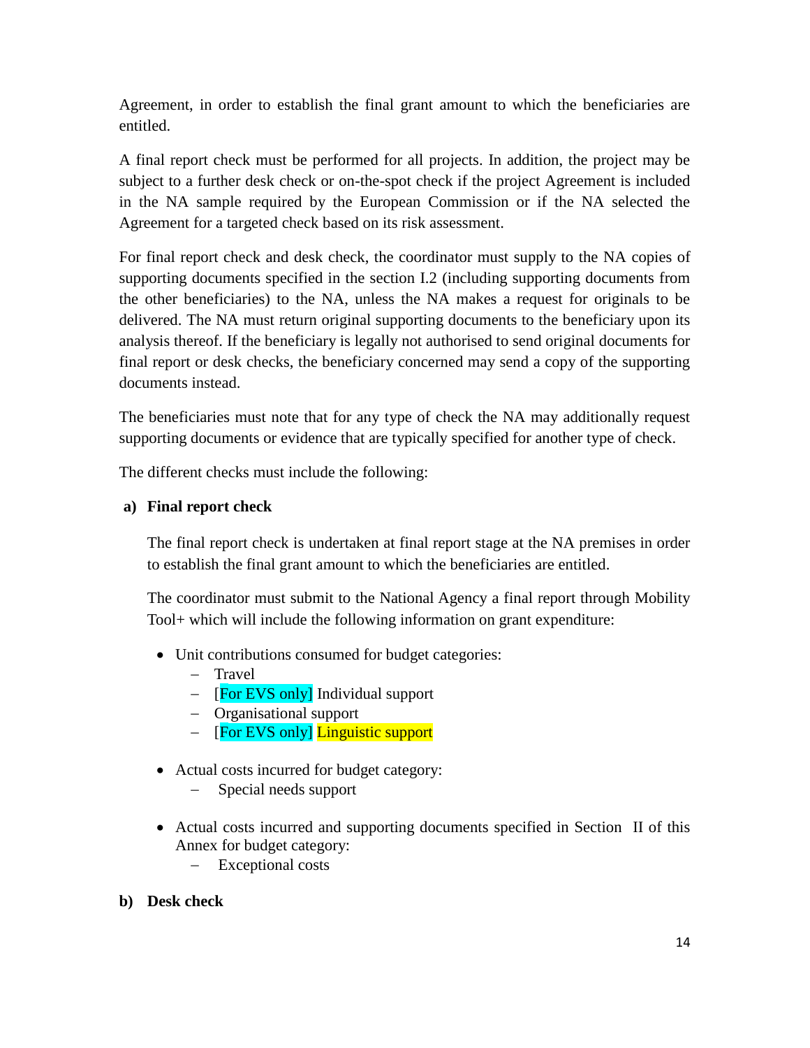Agreement, in order to establish the final grant amount to which the beneficiaries are entitled.

A final report check must be performed for all projects. In addition, the project may be subject to a further desk check or on-the-spot check if the project Agreement is included in the NA sample required by the European Commission or if the NA selected the Agreement for a targeted check based on its risk assessment.

For final report check and desk check, the coordinator must supply to the NA copies of supporting documents specified in the section I.2 (including supporting documents from the other beneficiaries) to the NA, unless the NA makes a request for originals to be delivered. The NA must return original supporting documents to the beneficiary upon its analysis thereof. If the beneficiary is legally not authorised to send original documents for final report or desk checks, the beneficiary concerned may send a copy of the supporting documents instead.

The beneficiaries must note that for any type of check the NA may additionally request supporting documents or evidence that are typically specified for another type of check.

The different checks must include the following:

**a) Final report check**

The final report check is undertaken at final report stage at the NA premises in order to establish the final grant amount to which the beneficiaries are entitled.

The coordinator must submit to the National Agency a final report through Mobility Tool+ which will include the following information on grant expenditure:

- Unit contributions consumed for budget categories:
  - Travel
  - [For EVS only] Individual support
  - Organisational support
  - [For EVS only] Linguistic support

- Actual costs incurred for budget category:
  - Special needs support

- Actual costs incurred and supporting documents specified in Section II of this Annex for budget category:
  - Exceptional costs

**b) Desk check**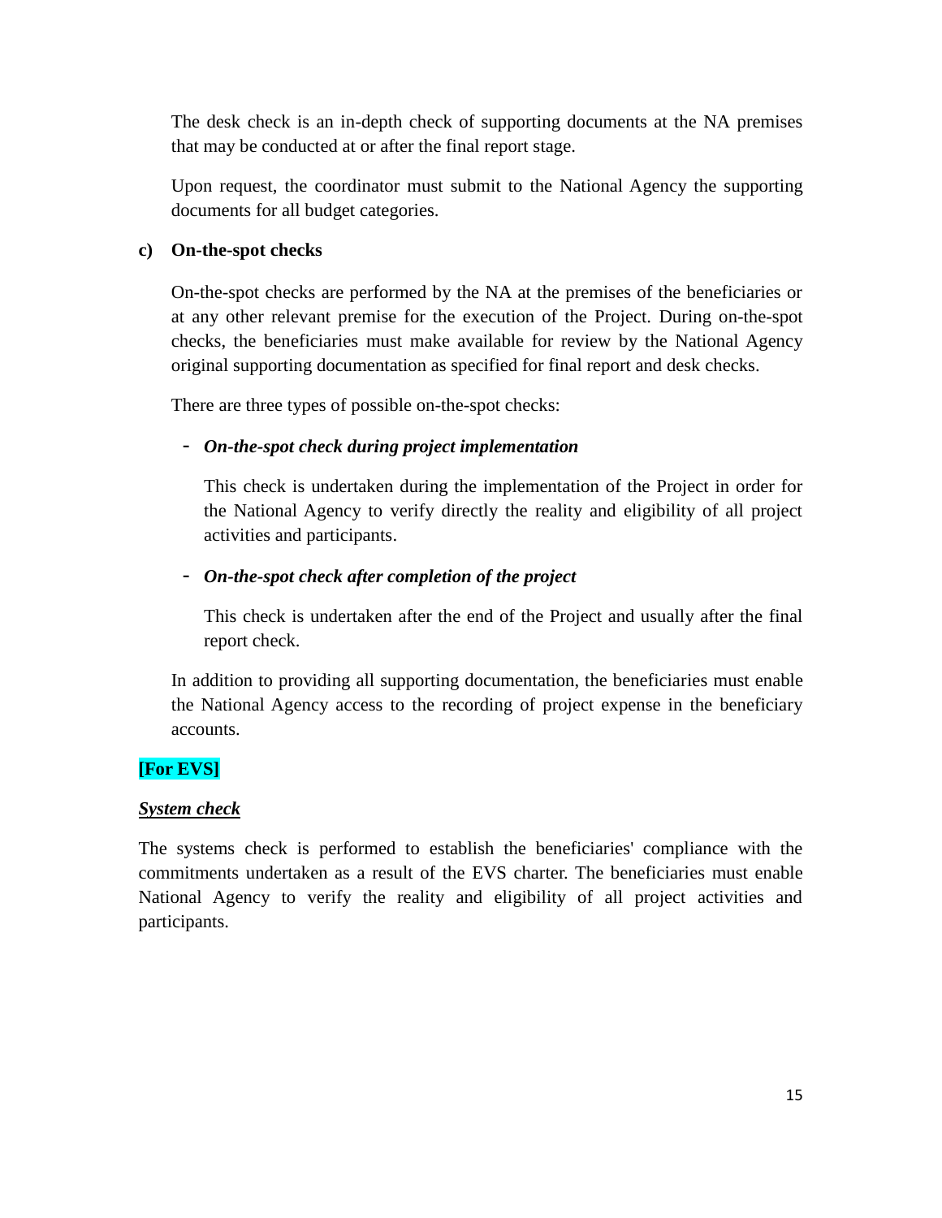The desk check is an in-depth check of supporting documents at the NA premises that may be conducted at or after the final report stage.

Upon request, the coordinator must submit to the National Agency the supporting documents for all budget categories.

**c) On-the-spot checks**

On-the-spot checks are performed by the NA at the premises of the beneficiaries or at any other relevant premise for the execution of the Project. During on-the-spot checks, the beneficiaries must make available for review by the National Agency original supporting documentation as specified for final report and desk checks.

There are three types of possible on-the-spot checks:

- ***On-the-spot check during project implementation***

  This check is undertaken during the implementation of the Project in order for the National Agency to verify directly the reality and eligibility of all project activities and participants.

- ***On-the-spot check after completion of the project***

  This check is undertaken after the end of the Project and usually after the final report check.

In addition to providing all supporting documentation, the beneficiaries must enable the National Agency access to the recording of project expense in the beneficiary accounts.

**[For EVS]**

***System check***

The systems check is performed to establish the beneficiaries' compliance with the commitments undertaken as a result of the EVS charter. The beneficiaries must enable National Agency to verify the reality and eligibility of all project activities and participants.